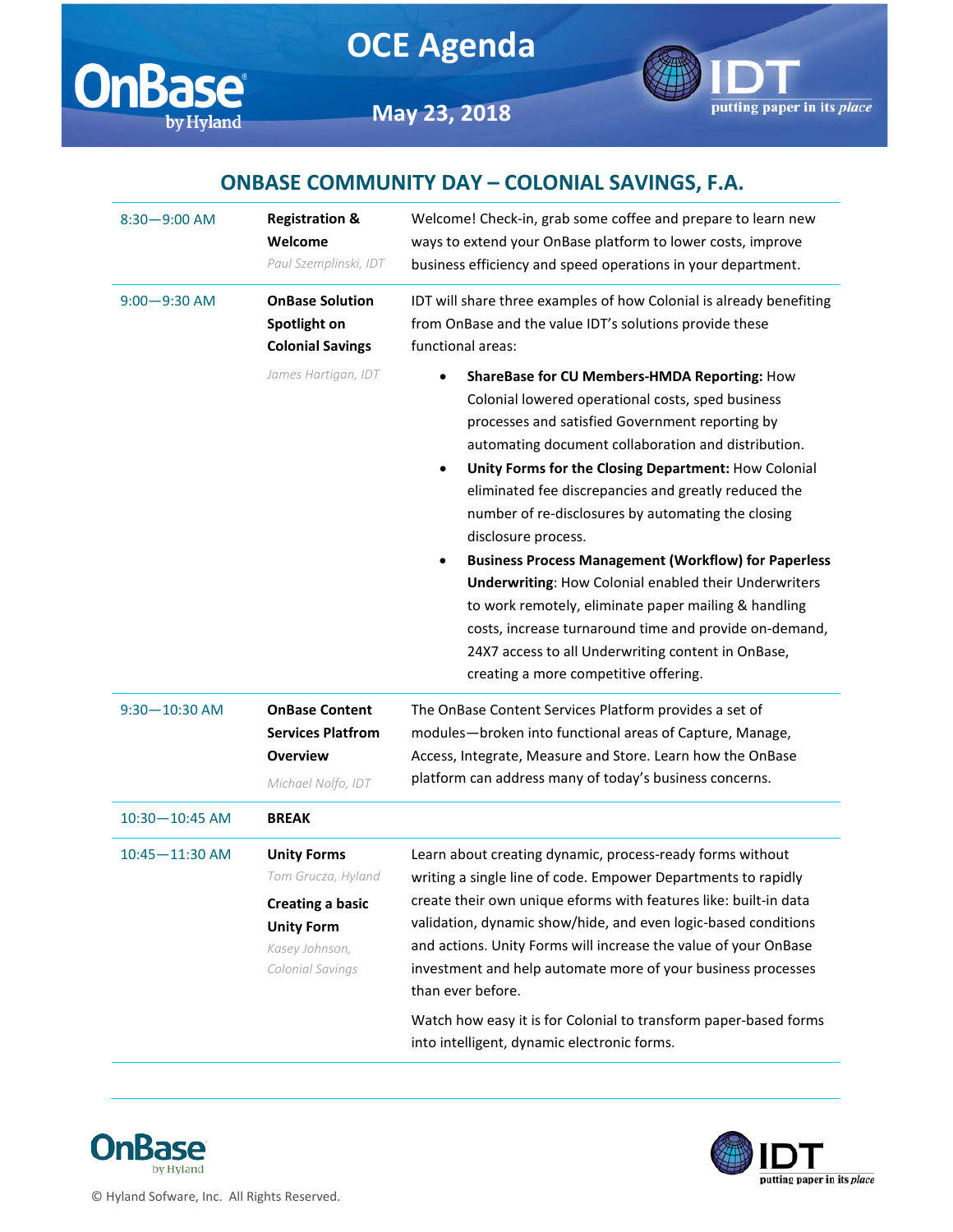# OCE Agenda

**May 23, 2018**

## ONBASE COMMUNITY DAY – COLONIAL SAVINGS, F.A.

| Time | Session | Description |
|---|---|---|
| 8:30—9:00 AM | **Registration & Welcome**<br>*Paul Szemplinski, IDT* | Welcome! Check-in, grab some coffee and prepare to learn new ways to extend your OnBase platform to lower costs, improve business efficiency and speed operations in your department. |
| 9:00—9:30 AM | **OnBase Solution Spotlight on Colonial Savings**<br>*James Hartigan, IDT* | IDT will share three examples of how Colonial is already benefiting from OnBase and the value IDT's solutions provide these functional areas:<br>• **ShareBase for CU Members-HMDA Reporting:** How Colonial lowered operational costs, sped business processes and satisfied Government reporting by automating document collaboration and distribution.<br>• **Unity Forms for the Closing Department:** How Colonial eliminated fee discrepancies and greatly reduced the number of re-disclosures by automating the closing disclosure process.<br>• **Business Process Management (Workflow) for Paperless Underwriting**: How Colonial enabled their Underwriters to work remotely, eliminate paper mailing & handling costs, increase turnaround time and provide on-demand, 24X7 access to all Underwriting content in OnBase, creating a more competitive offering. |
| 9:30—10:30 AM | **OnBase Content Services Platfrom Overview**<br>*Michael Nolfo, IDT* | The OnBase Content Services Platform provides a set of modules—broken into functional areas of Capture, Manage, Access, Integrate, Measure and Store. Learn how the OnBase platform can address many of today's business concerns. |
| 10:30—10:45 AM | **BREAK** | |
| 10:45—11:30 AM | **Unity Forms**<br>*Tom Grucza, Hyland*<br>**Creating a basic Unity Form**<br>*Kasey Johnson, Colonial Savings* | Learn about creating dynamic, process-ready forms without writing a single line of code. Empower Departments to rapidly create their own unique eforms with features like: built-in data validation, dynamic show/hide, and even logic-based conditions and actions. Unity Forms will increase the value of your OnBase investment and help automate more of your business processes than ever before.<br>Watch how easy it is for Colonial to transform paper-based forms into intelligent, dynamic electronic forms. |

© Hyland Sofware, Inc. All Rights Reserved.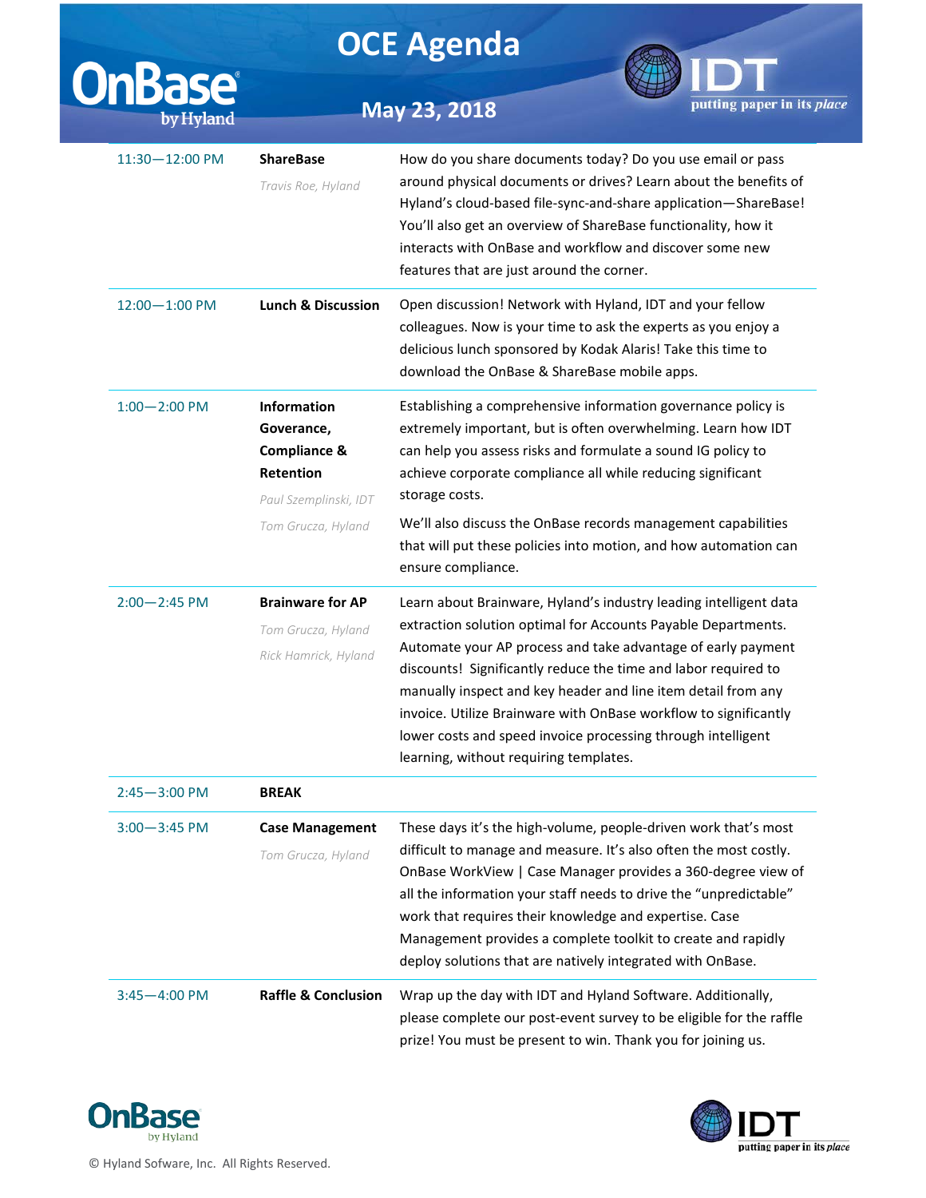# OCE Agenda

## May 23, 2018

| | | |
|---|---|---|
| 11:30—12:00 PM | **ShareBase**<br>*Travis Roe, Hyland* | How do you share documents today? Do you use email or pass around physical documents or drives? Learn about the benefits of Hyland's cloud-based file-sync-and-share application—ShareBase! You'll also get an overview of ShareBase functionality, how it interacts with OnBase and workflow and discover some new features that are just around the corner. |
| 12:00—1:00 PM | **Lunch & Discussion** | Open discussion! Network with Hyland, IDT and your fellow colleagues. Now is your time to ask the experts as you enjoy a delicious lunch sponsored by Kodak Alaris! Take this time to download the OnBase & ShareBase mobile apps. |
| 1:00—2:00 PM | **Information Goverance, Compliance & Retention**<br>*Paul Szemplinski, IDT*<br>*Tom Grucza, Hyland* | Establishing a comprehensive information governance policy is extremely important, but is often overwhelming. Learn how IDT can help you assess risks and formulate a sound IG policy to achieve corporate compliance all while reducing significant storage costs.<br>We'll also discuss the OnBase records management capabilities that will put these policies into motion, and how automation can ensure compliance. |
| 2:00—2:45 PM | **Brainware for AP**<br>*Tom Grucza, Hyland*<br>*Rick Hamrick, Hyland* | Learn about Brainware, Hyland's industry leading intelligent data extraction solution optimal for Accounts Payable Departments. Automate your AP process and take advantage of early payment discounts! Significantly reduce the time and labor required to manually inspect and key header and line item detail from any invoice. Utilize Brainware with OnBase workflow to significantly lower costs and speed invoice processing through intelligent learning, without requiring templates. |
| 2:45—3:00 PM | **BREAK** | |
| 3:00—3:45 PM | **Case Management**<br>*Tom Grucza, Hyland* | These days it's the high-volume, people-driven work that's most difficult to manage and measure. It's also often the most costly. OnBase WorkView \| Case Manager provides a 360-degree view of all the information your staff needs to drive the "unpredictable" work that requires their knowledge and expertise. Case Management provides a complete toolkit to create and rapidly deploy solutions that are natively integrated with OnBase. |
| 3:45—4:00 PM | **Raffle & Conclusion** | Wrap up the day with IDT and Hyland Software. Additionally, please complete our post-event survey to be eligible for the raffle prize! You must be present to win. Thank you for joining us. |

© Hyland Sofware, Inc. All Rights Reserved.